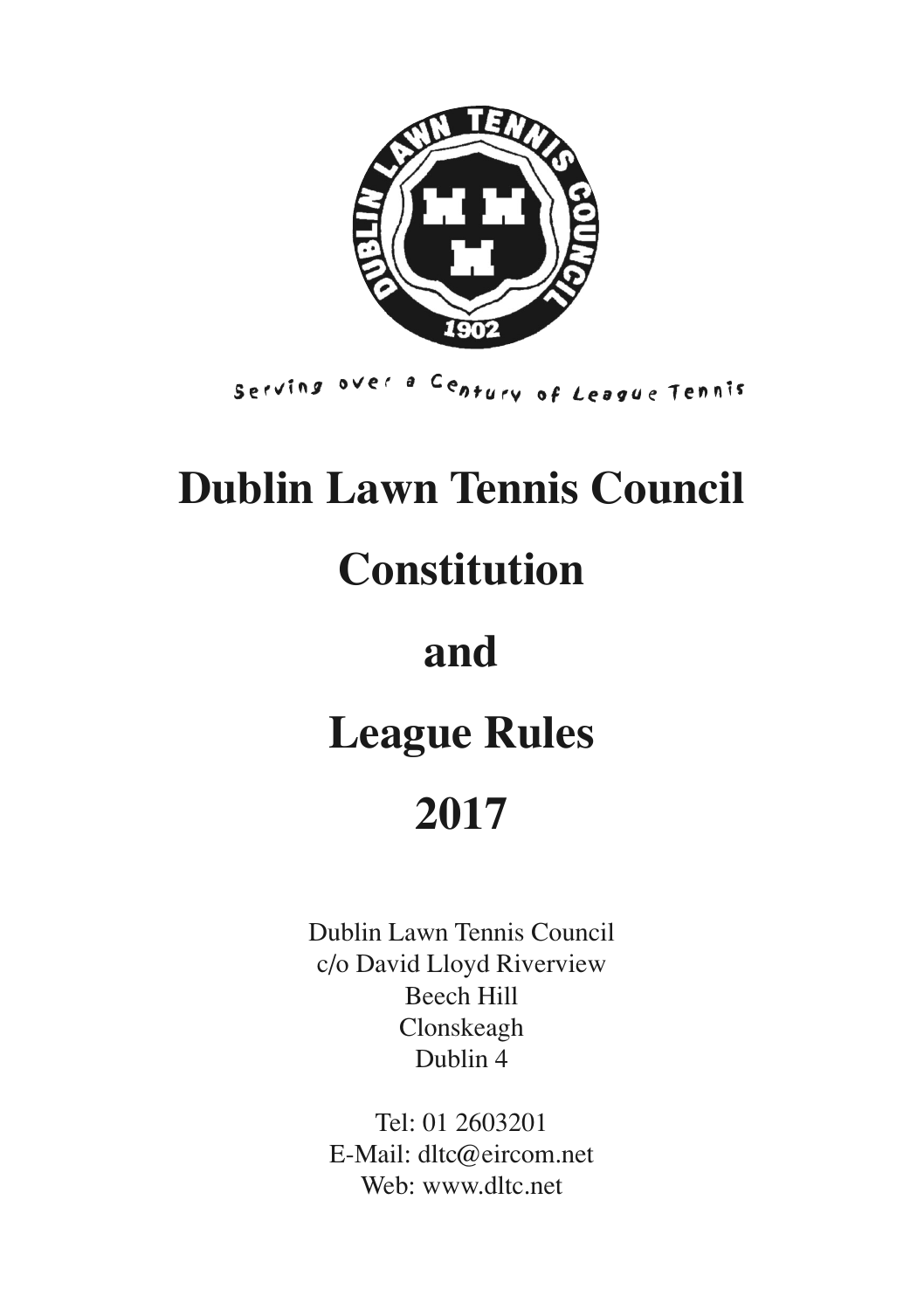Serving over a Century of League Tennis

# Dublin Lawn Tennis Council

# Constitution

# and

# League Rules

# 2017

Dublin Lawn Tennis Council
c/o David Lloyd Riverview
Beech Hill
Clonskeagh
Dublin 4

Tel: 01 2603201
E-Mail: dltc@eircom.net
Web: www.dltc.net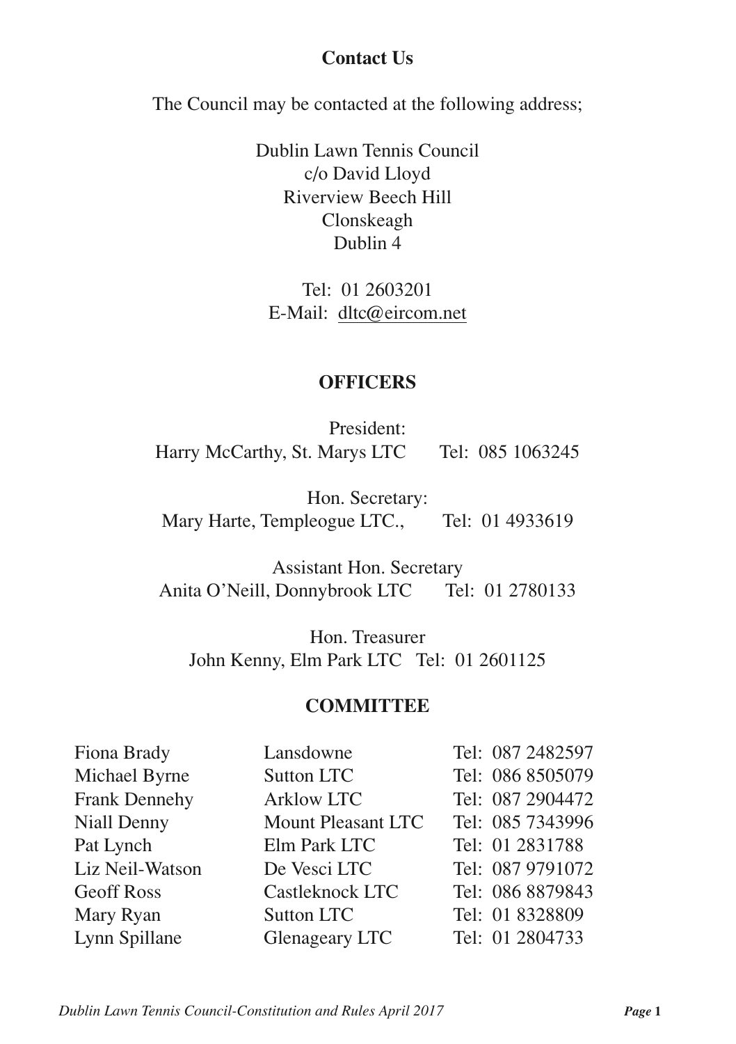## Contact Us

The Council may be contacted at the following address;

Dublin Lawn Tennis Council
c/o David Lloyd
Riverview Beech Hill
Clonskeagh
Dublin 4

Tel: 01 2603201
E-Mail: dltc@eircom.net

## OFFICERS

President:
Harry McCarthy, St. Marys LTC Tel: 085 1063245

Hon. Secretary:
Mary Harte, Templeogue LTC., Tel: 01 4933619

Assistant Hon. Secretary
Anita O'Neill, Donnybrook LTC Tel: 01 2780133

Hon. Treasurer
John Kenny, Elm Park LTC Tel: 01 2601125

## COMMITTEE

| | | |
|---|---|---|
| Fiona Brady | Lansdowne | Tel: 087 2482597 |
| Michael Byrne | Sutton LTC | Tel: 086 8505079 |
| Frank Dennehy | Arklow LTC | Tel: 087 2904472 |
| Niall Denny | Mount Pleasant LTC | Tel: 085 7343996 |
| Pat Lynch | Elm Park LTC | Tel: 01 2831788 |
| Liz Neil-Watson | De Vesci LTC | Tel: 087 9791072 |
| Geoff Ross | Castleknock LTC | Tel: 086 8879843 |
| Mary Ryan | Sutton LTC | Tel: 01 8328809 |
| Lynn Spillane | Glenageary LTC | Tel: 01 2804733 |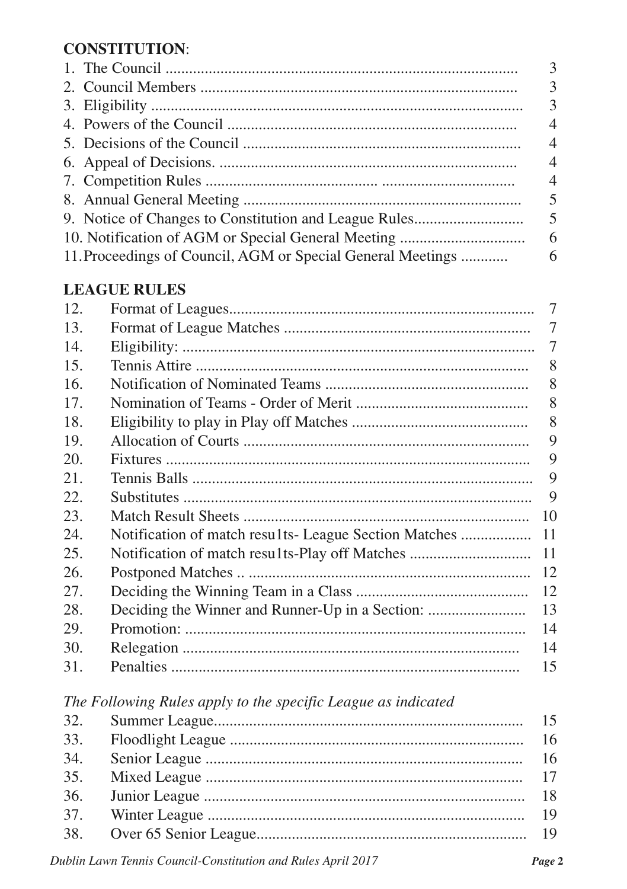**CONSTITUTION**:

| | |
|---|---|
| 1. The Council | 3 |
| 2. Council Members | 3 |
| 3. Eligibility | 3 |
| 4. Powers of the Council | 4 |
| 5. Decisions of the Council | 4 |
| 6. Appeal of Decisions. | 4 |
| 7. Competition Rules | 4 |
| 8. Annual General Meeting | 5 |
| 9. Notice of Changes to Constitution and League Rules | 5 |
| 10. Notification of AGM or Special General Meeting | 6 |
| 11. Proceedings of Council, AGM or Special General Meetings | 6 |

**LEAGUE RULES**

| | | |
|---|---|---|
| 12. | Format of Leagues | 7 |
| 13. | Format of League Matches | 7 |
| 14. | Eligibility: | 7 |
| 15. | Tennis Attire | 8 |
| 16. | Notification of Nominated Teams | 8 |
| 17. | Nomination of Teams - Order of Merit | 8 |
| 18. | Eligibility to play in Play off Matches | 8 |
| 19. | Allocation of Courts | 9 |
| 20. | Fixtures | 9 |
| 21. | Tennis Balls | 9 |
| 22. | Substitutes | 9 |
| 23. | Match Result Sheets | 10 |
| 24. | Notification of match resu1ts- League Section Matches | 11 |
| 25. | Notification of match resu1ts-Play off Matches | 11 |
| 26. | Postponed Matches .. | 12 |
| 27. | Deciding the Winning Team in a Class | 12 |
| 28. | Deciding the Winner and Runner-Up in a Section: | 13 |
| 29. | Promotion: | 14 |
| 30. | Relegation | 14 |
| 31. | Penalties | 15 |

*The Following Rules apply to the specific League as indicated*

| | | |
|---|---|---|
| 32. | Summer League | 15 |
| 33. | Floodlight League | 16 |
| 34. | Senior League | 16 |
| 35. | Mixed League | 17 |
| 36. | Junior League | 18 |
| 37. | Winter League | 19 |
| 38. | Over 65 Senior League | 19 |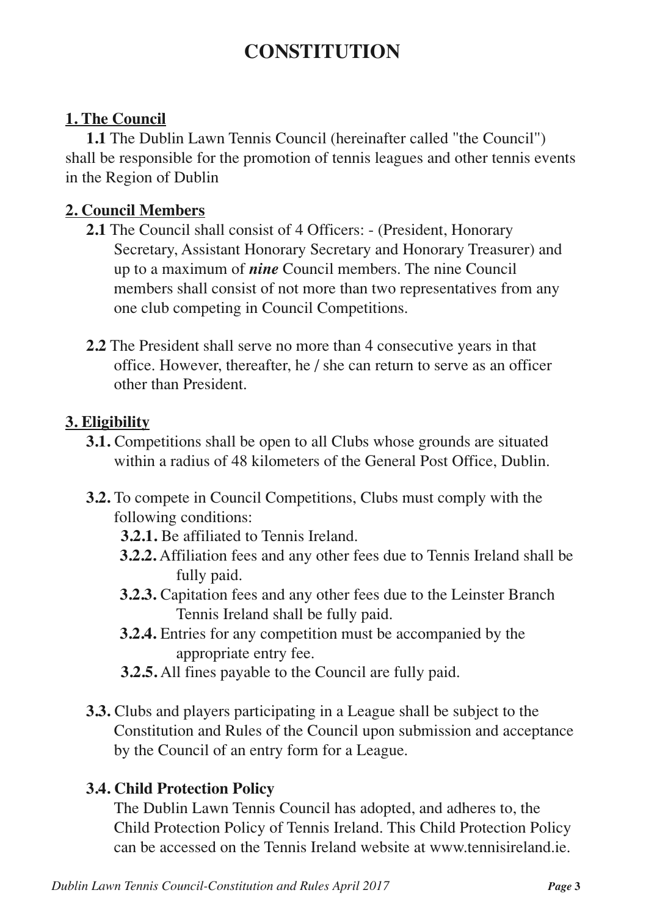# CONSTITUTION

## 1. The Council

**1.1** The Dublin Lawn Tennis Council (hereinafter called "the Council") shall be responsible for the promotion of tennis leagues and other tennis events in the Region of Dublin

## 2. Council Members

**2.1** The Council shall consist of 4 Officers: - (President, Honorary Secretary, Assistant Honorary Secretary and Honorary Treasurer) and up to a maximum of ***nine*** Council members. The nine Council members shall consist of not more than two representatives from any one club competing in Council Competitions.

**2.2** The President shall serve no more than 4 consecutive years in that office. However, thereafter, he / she can return to serve as an officer other than President.

## 3. Eligibility

**3.1.** Competitions shall be open to all Clubs whose grounds are situated within a radius of 48 kilometers of the General Post Office, Dublin.

**3.2.** To compete in Council Competitions, Clubs must comply with the following conditions:

- **3.2.1.** Be affiliated to Tennis Ireland.
- **3.2.2.** Affiliation fees and any other fees due to Tennis Ireland shall be fully paid.
- **3.2.3.** Capitation fees and any other fees due to the Leinster Branch Tennis Ireland shall be fully paid.
- **3.2.4.** Entries for any competition must be accompanied by the appropriate entry fee.
- **3.2.5.** All fines payable to the Council are fully paid.

**3.3.** Clubs and players participating in a League shall be subject to the Constitution and Rules of the Council upon submission and acceptance by the Council of an entry form for a League.

### 3.4. Child Protection Policy

The Dublin Lawn Tennis Council has adopted, and adheres to, the Child Protection Policy of Tennis Ireland. This Child Protection Policy can be accessed on the Tennis Ireland website at www.tennisireland.ie.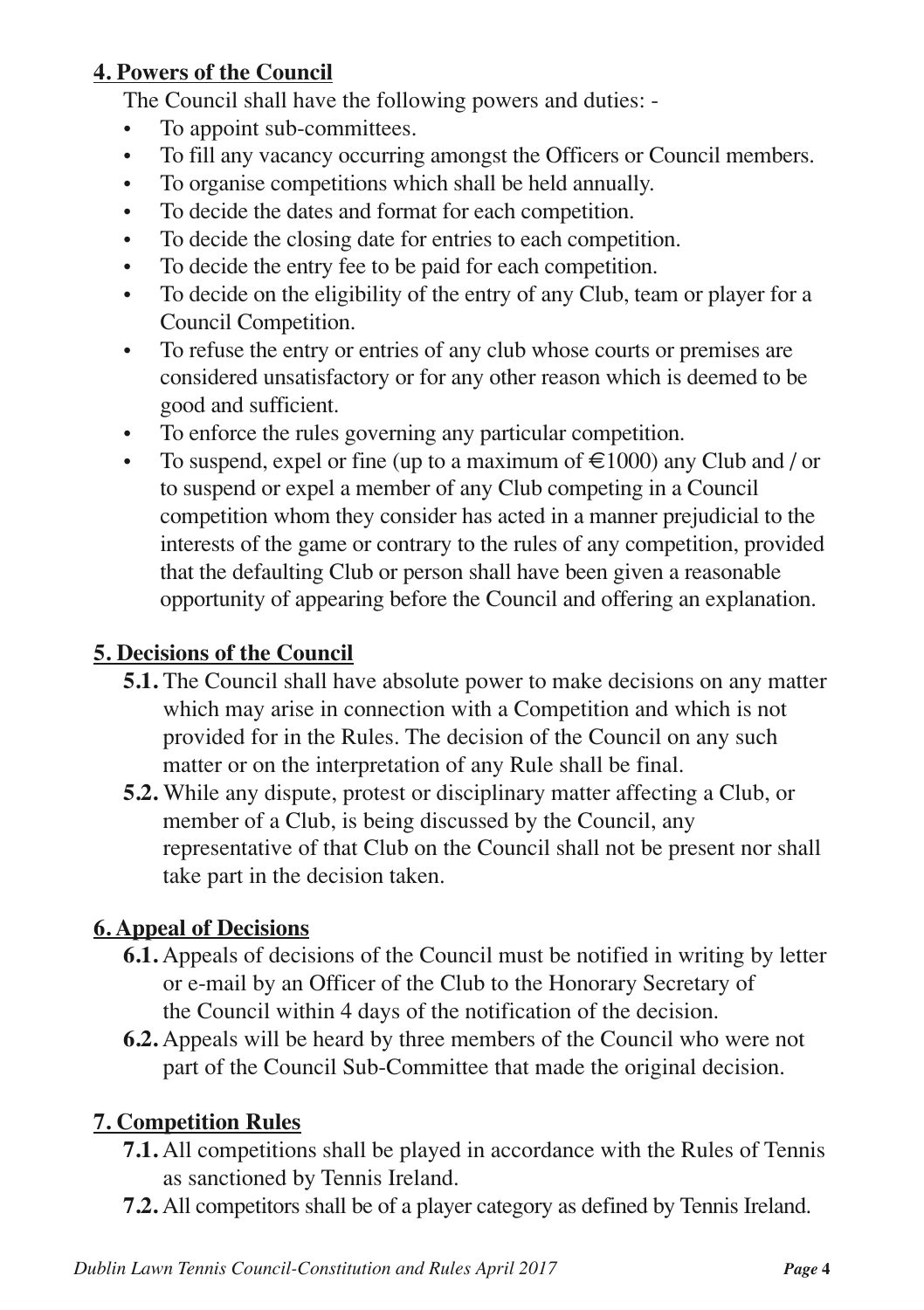## 4. Powers of the Council

The Council shall have the following powers and duties: -

- To appoint sub-committees.
- To fill any vacancy occurring amongst the Officers or Council members.
- To organise competitions which shall be held annually.
- To decide the dates and format for each competition.
- To decide the closing date for entries to each competition.
- To decide the entry fee to be paid for each competition.
- To decide on the eligibility of the entry of any Club, team or player for a Council Competition.
- To refuse the entry or entries of any club whose courts or premises are considered unsatisfactory or for any other reason which is deemed to be good and sufficient.
- To enforce the rules governing any particular competition.
- To suspend, expel or fine (up to a maximum of €1000) any Club and / or to suspend or expel a member of any Club competing in a Council competition whom they consider has acted in a manner prejudicial to the interests of the game or contrary to the rules of any competition, provided that the defaulting Club or person shall have been given a reasonable opportunity of appearing before the Council and offering an explanation.

## 5. Decisions of the Council

**5.1.** The Council shall have absolute power to make decisions on any matter which may arise in connection with a Competition and which is not provided for in the Rules. The decision of the Council on any such matter or on the interpretation of any Rule shall be final.

**5.2.** While any dispute, protest or disciplinary matter affecting a Club, or member of a Club, is being discussed by the Council, any representative of that Club on the Council shall not be present nor shall take part in the decision taken.

## 6. Appeal of Decisions

**6.1.** Appeals of decisions of the Council must be notified in writing by letter or e-mail by an Officer of the Club to the Honorary Secretary of the Council within 4 days of the notification of the decision.

**6.2.** Appeals will be heard by three members of the Council who were not part of the Council Sub-Committee that made the original decision.

## 7. Competition Rules

**7.1.** All competitions shall be played in accordance with the Rules of Tennis as sanctioned by Tennis Ireland.

**7.2.** All competitors shall be of a player category as defined by Tennis Ireland.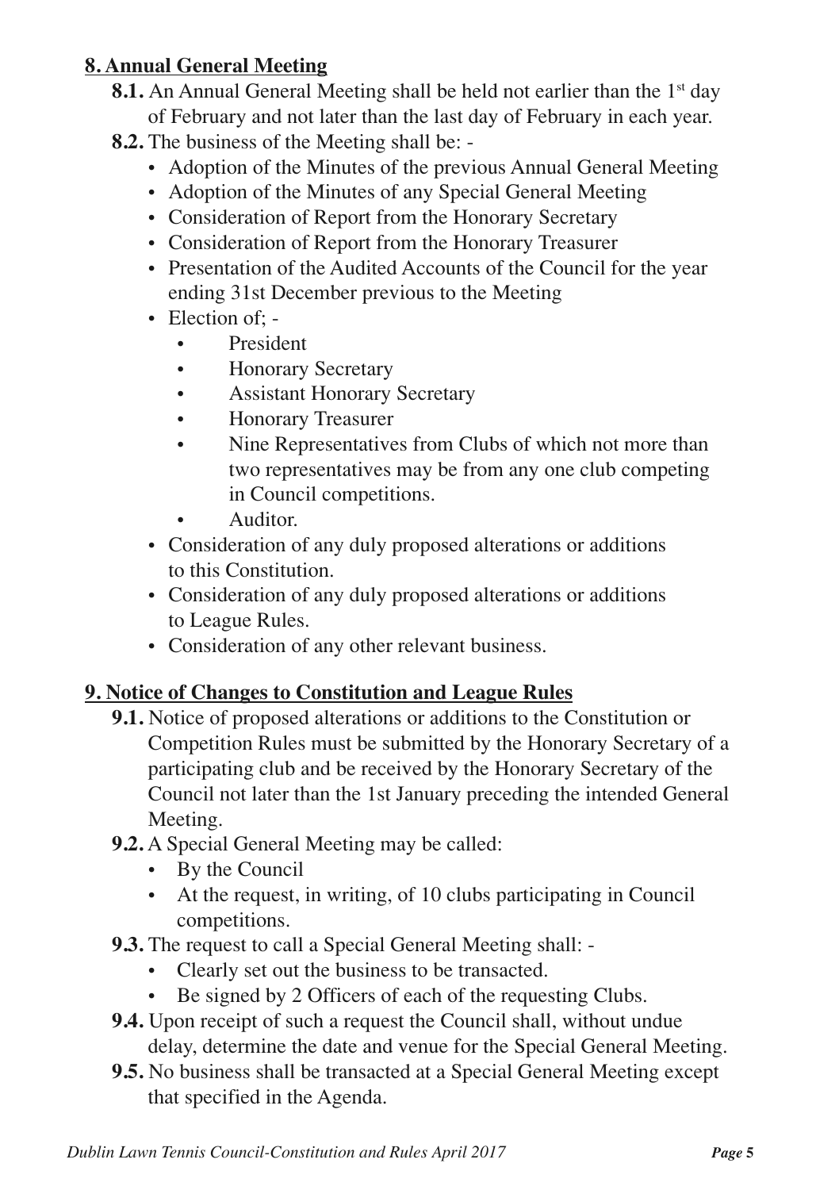## 8. Annual General Meeting

**8.1.** An Annual General Meeting shall be held not earlier than the 1st day of February and not later than the last day of February in each year.

**8.2.** The business of the Meeting shall be: -

- Adoption of the Minutes of the previous Annual General Meeting
- Adoption of the Minutes of any Special General Meeting
- Consideration of Report from the Honorary Secretary
- Consideration of Report from the Honorary Treasurer
- Presentation of the Audited Accounts of the Council for the year ending 31st December previous to the Meeting
- Election of; -
    - President
    - Honorary Secretary
    - Assistant Honorary Secretary
    - Honorary Treasurer
    - Nine Representatives from Clubs of which not more than two representatives may be from any one club competing in Council competitions.
    - Auditor.
- Consideration of any duly proposed alterations or additions to this Constitution.
- Consideration of any duly proposed alterations or additions to League Rules.
- Consideration of any other relevant business.

## 9. Notice of Changes to Constitution and League Rules

**9.1.** Notice of proposed alterations or additions to the Constitution or Competition Rules must be submitted by the Honorary Secretary of a participating club and be received by the Honorary Secretary of the Council not later than the 1st January preceding the intended General Meeting.

**9.2.** A Special General Meeting may be called:

- By the Council
- At the request, in writing, of 10 clubs participating in Council competitions.

**9.3.** The request to call a Special General Meeting shall: -

- Clearly set out the business to be transacted.
- Be signed by 2 Officers of each of the requesting Clubs.

**9.4.** Upon receipt of such a request the Council shall, without undue delay, determine the date and venue for the Special General Meeting.

**9.5.** No business shall be transacted at a Special General Meeting except that specified in the Agenda.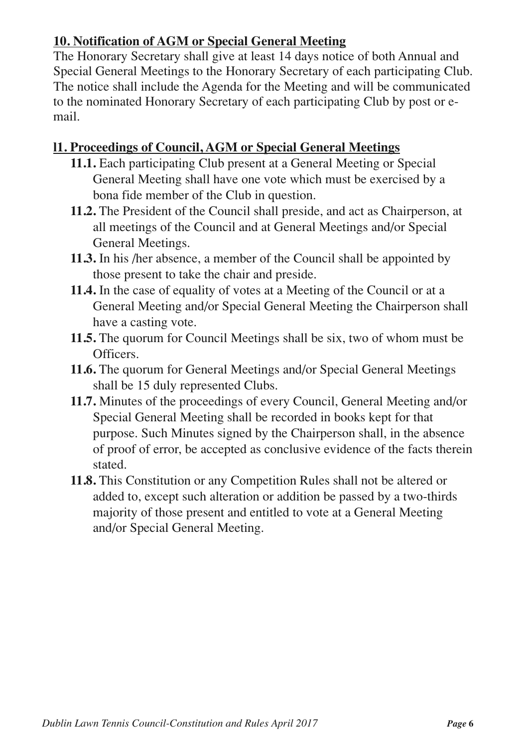## 10. Notification of AGM or Special General Meeting

The Honorary Secretary shall give at least 14 days notice of both Annual and Special General Meetings to the Honorary Secretary of each participating Club. The notice shall include the Agenda for the Meeting and will be communicated to the nominated Honorary Secretary of each participating Club by post or e-mail.

## l1. Proceedings of Council, AGM or Special General Meetings

- **11.1.** Each participating Club present at a General Meeting or Special General Meeting shall have one vote which must be exercised by a bona fide member of the Club in question.
- **11.2.** The President of the Council shall preside, and act as Chairperson, at all meetings of the Council and at General Meetings and/or Special General Meetings.
- **11.3.** In his /her absence, a member of the Council shall be appointed by those present to take the chair and preside.
- **11.4.** In the case of equality of votes at a Meeting of the Council or at a General Meeting and/or Special General Meeting the Chairperson shall have a casting vote.
- **11.5.** The quorum for Council Meetings shall be six, two of whom must be Officers.
- **11.6.** The quorum for General Meetings and/or Special General Meetings shall be 15 duly represented Clubs.
- **11.7.** Minutes of the proceedings of every Council, General Meeting and/or Special General Meeting shall be recorded in books kept for that purpose. Such Minutes signed by the Chairperson shall, in the absence of proof of error, be accepted as conclusive evidence of the facts therein stated.
- **11.8.** This Constitution or any Competition Rules shall not be altered or added to, except such alteration or addition be passed by a two-thirds majority of those present and entitled to vote at a General Meeting and/or Special General Meeting.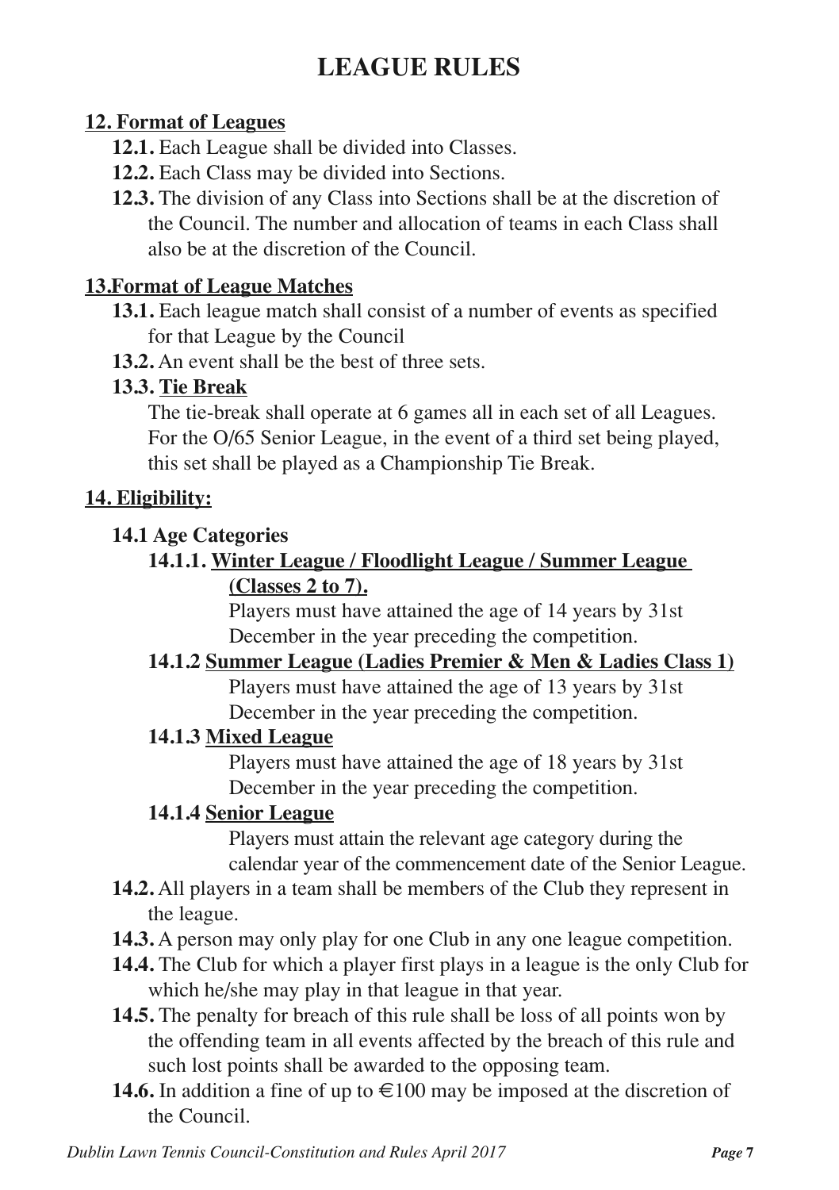# LEAGUE RULES

## 12. Format of Leagues

**12.1.** Each League shall be divided into Classes.

**12.2.** Each Class may be divided into Sections.

**12.3.** The division of any Class into Sections shall be at the discretion of the Council. The number and allocation of teams in each Class shall also be at the discretion of the Council.

## 13.Format of League Matches

**13.1.** Each league match shall consist of a number of events as specified for that League by the Council

**13.2.** An event shall be the best of three sets.

**13.3. Tie Break**

The tie-break shall operate at 6 games all in each set of all Leagues. For the O/65 Senior League, in the event of a third set being played, this set shall be played as a Championship Tie Break.

## 14. Eligibility:

### 14.1 Age Categories

**14.1.1. Winter League / Floodlight League / Summer League (Classes 2 to 7).**

Players must have attained the age of 14 years by 31st December in the year preceding the competition.

**14.1.2 Summer League (Ladies Premier & Men & Ladies Class 1)**

Players must have attained the age of 13 years by 31st December in the year preceding the competition.

**14.1.3 Mixed League**

Players must have attained the age of 18 years by 31st December in the year preceding the competition.

**14.1.4 Senior League**

Players must attain the relevant age category during the calendar year of the commencement date of the Senior League.

**14.2.** All players in a team shall be members of the Club they represent in the league.

**14.3.** A person may only play for one Club in any one league competition.

**14.4.** The Club for which a player first plays in a league is the only Club for which he/she may play in that league in that year.

**14.5.** The penalty for breach of this rule shall be loss of all points won by the offending team in all events affected by the breach of this rule and such lost points shall be awarded to the opposing team.

**14.6.** In addition a fine of up to €100 may be imposed at the discretion of the Council.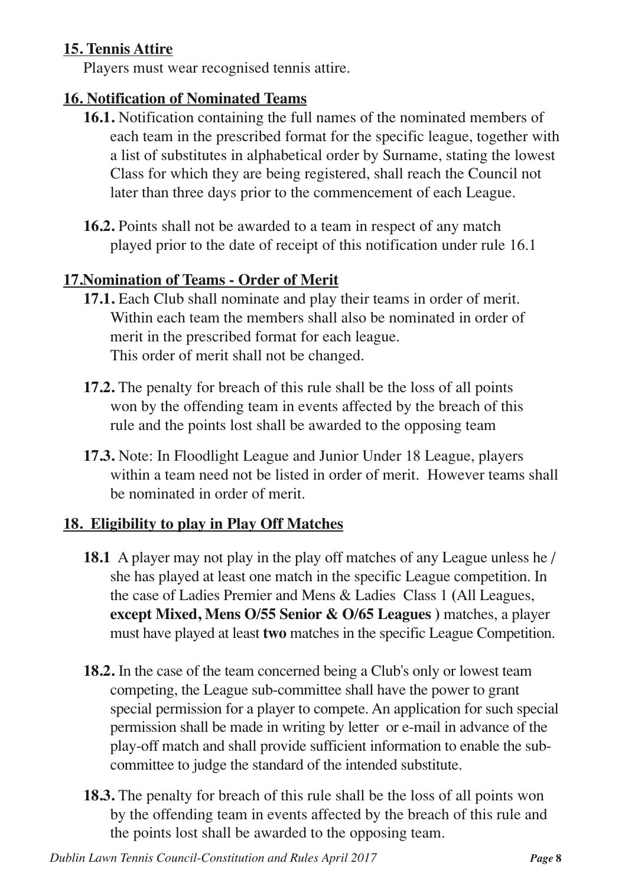## 15. Tennis Attire

Players must wear recognised tennis attire.

## 16. Notification of Nominated Teams

**16.1.** Notification containing the full names of the nominated members of each team in the prescribed format for the specific league, together with a list of substitutes in alphabetical order by Surname, stating the lowest Class for which they are being registered, shall reach the Council not later than three days prior to the commencement of each League.

**16.2.** Points shall not be awarded to a team in respect of any match played prior to the date of receipt of this notification under rule 16.1

## 17.Nomination of Teams - Order of Merit

**17.1.** Each Club shall nominate and play their teams in order of merit. Within each team the members shall also be nominated in order of merit in the prescribed format for each league.
This order of merit shall not be changed.

**17.2.** The penalty for breach of this rule shall be the loss of all points won by the offending team in events affected by the breach of this rule and the points lost shall be awarded to the opposing team

**17.3.** Note: In Floodlight League and Junior Under 18 League, players within a team need not be listed in order of merit. However teams shall be nominated in order of merit.

## 18. Eligibility to play in Play Off Matches

**18.1** A player may not play in the play off matches of any League unless he / she has played at least one match in the specific League competition. In the case of Ladies Premier and Mens & Ladies Class 1 (All Leagues, **except Mixed, Mens O/55 Senior & O/65 Leagues** ) matches, a player must have played at least **two** matches in the specific League Competition.

**18.2.** In the case of the team concerned being a Club's only or lowest team competing, the League sub-committee shall have the power to grant special permission for a player to compete. An application for such special permission shall be made in writing by letter or e-mail in advance of the play-off match and shall provide sufficient information to enable the sub-committee to judge the standard of the intended substitute.

**18.3.** The penalty for breach of this rule shall be the loss of all points won by the offending team in events affected by the breach of this rule and the points lost shall be awarded to the opposing team.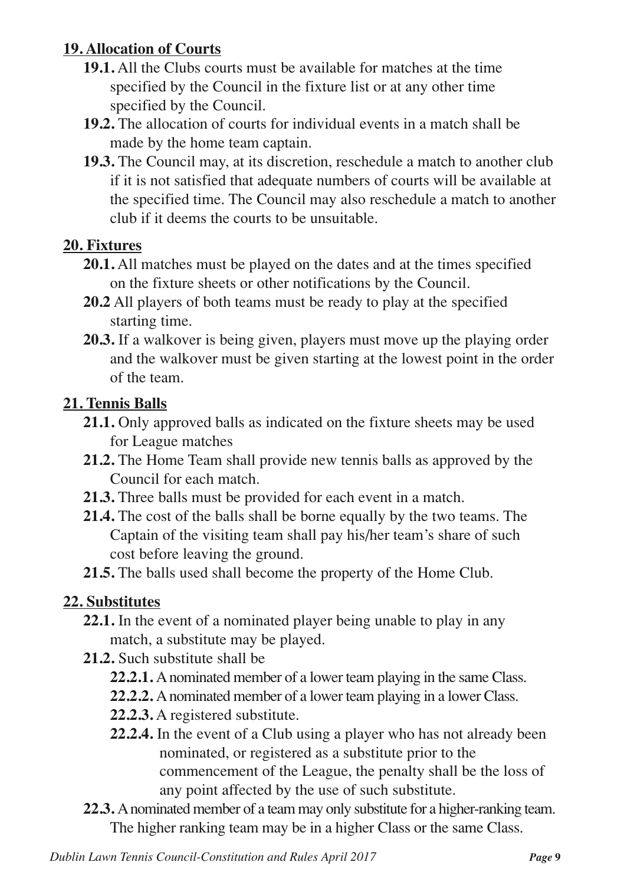## 19. Allocation of Courts

**19.1.** All the Clubs courts must be available for matches at the time specified by the Council in the fixture list or at any other time specified by the Council.

**19.2.** The allocation of courts for individual events in a match shall be made by the home team captain.

**19.3.** The Council may, at its discretion, reschedule a match to another club if it is not satisfied that adequate numbers of courts will be available at the specified time. The Council may also reschedule a match to another club if it deems the courts to be unsuitable.

## 20. Fixtures

**20.1.** All matches must be played on the dates and at the times specified on the fixture sheets or other notifications by the Council.

**20.2** All players of both teams must be ready to play at the specified starting time.

**20.3.** If a walkover is being given, players must move up the playing order and the walkover must be given starting at the lowest point in the order of the team.

## 21. Tennis Balls

**21.1.** Only approved balls as indicated on the fixture sheets may be used for League matches

**21.2.** The Home Team shall provide new tennis balls as approved by the Council for each match.

**21.3.** Three balls must be provided for each event in a match.

**21.4.** The cost of the balls shall be borne equally by the two teams. The Captain of the visiting team shall pay his/her team's share of such cost before leaving the ground.

**21.5.** The balls used shall become the property of the Home Club.

## 22. Substitutes

**22.1.** In the event of a nominated player being unable to play in any match, a substitute may be played.

**21.2.** Such substitute shall be

- **22.2.1.** A nominated member of a lower team playing in the same Class.
- **22.2.2.** A nominated member of a lower team playing in a lower Class.
- **22.2.3.** A registered substitute.
- **22.2.4.** In the event of a Club using a player who has not already been nominated, or registered as a substitute prior to the commencement of the League, the penalty shall be the loss of any point affected by the use of such substitute.

**22.3.** A nominated member of a team may only substitute for a higher-ranking team. The higher ranking team may be in a higher Class or the same Class.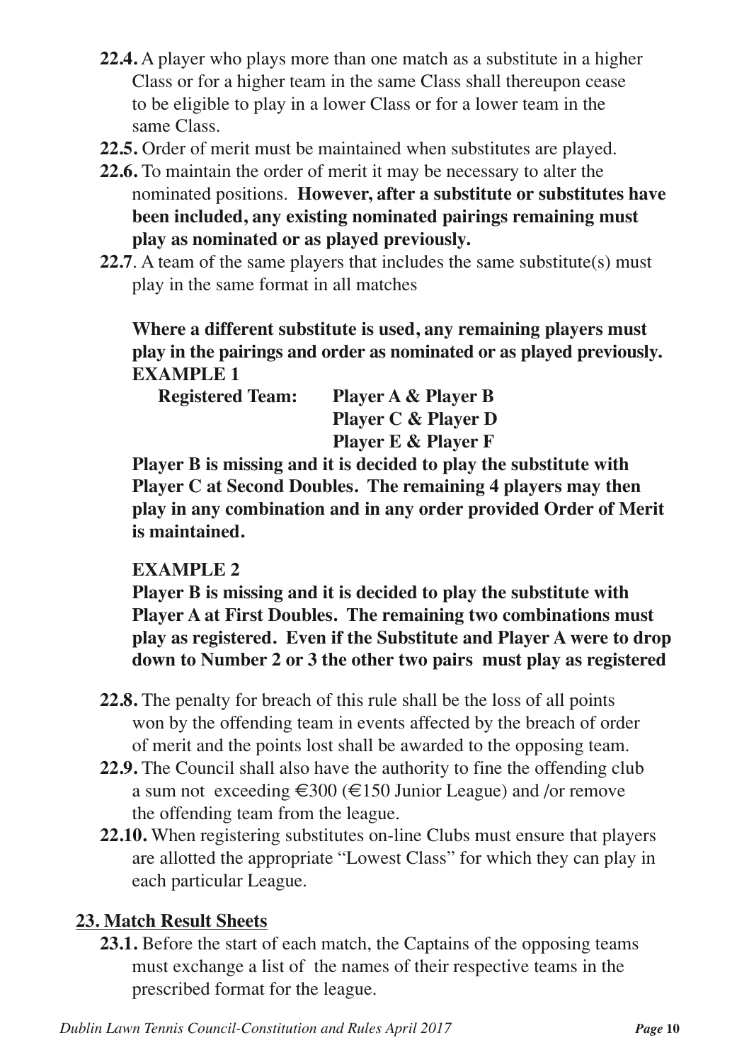**22.4.** A player who plays more than one match as a substitute in a higher Class or for a higher team in the same Class shall thereupon cease to be eligible to play in a lower Class or for a lower team in the same Class.

**22.5.** Order of merit must be maintained when substitutes are played.

**22.6.** To maintain the order of merit it may be necessary to alter the nominated positions. **However, after a substitute or substitutes have been included, any existing nominated pairings remaining must play as nominated or as played previously.**

**22.7**. A team of the same players that includes the same substitute(s) must play in the same format in all matches

**Where a different substitute is used, any remaining players must play in the pairings and order as nominated or as played previously.**

**EXAMPLE 1**

**Registered Team: Player A & Player B**
**Player C & Player D**
**Player E & Player F**

**Player B is missing and it is decided to play the substitute with Player C at Second Doubles. The remaining 4 players may then play in any combination and in any order provided Order of Merit is maintained.**

**EXAMPLE 2**

**Player B is missing and it is decided to play the substitute with Player A at First Doubles. The remaining two combinations must play as registered. Even if the Substitute and Player A were to drop down to Number 2 or 3 the other two pairs must play as registered**

**22.8.** The penalty for breach of this rule shall be the loss of all points won by the offending team in events affected by the breach of order of merit and the points lost shall be awarded to the opposing team.

**22.9.** The Council shall also have the authority to fine the offending club a sum not exceeding €300 (€150 Junior League) and /or remove the offending team from the league.

**22.10.** When registering substitutes on-line Clubs must ensure that players are allotted the appropriate "Lowest Class" for which they can play in each particular League.

## 23. Match Result Sheets

**23.1.** Before the start of each match, the Captains of the opposing teams must exchange a list of the names of their respective teams in the prescribed format for the league.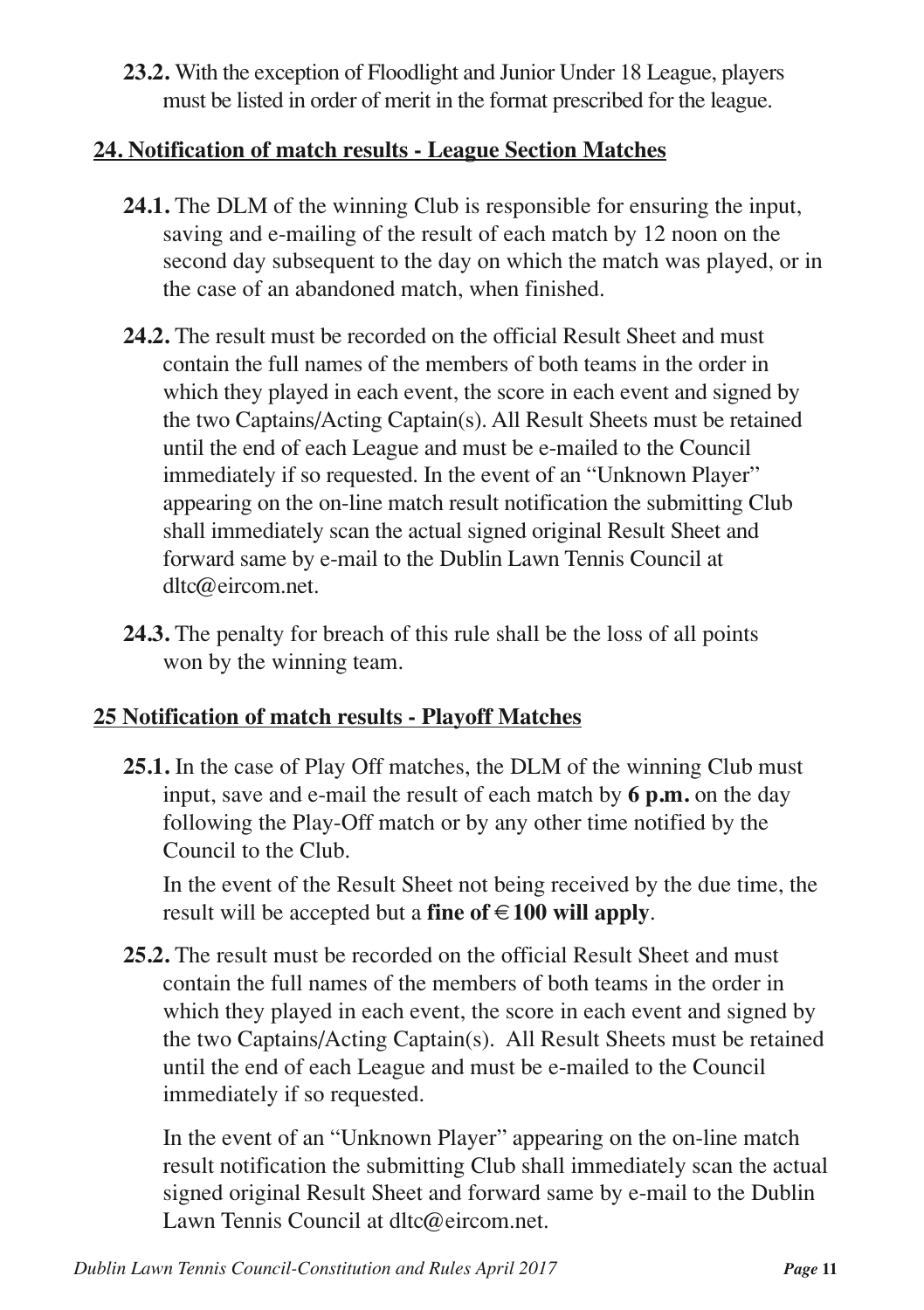**23.2.** With the exception of Floodlight and Junior Under 18 League, players must be listed in order of merit in the format prescribed for the league.

## 24. Notification of match results - League Section Matches

**24.1.** The DLM of the winning Club is responsible for ensuring the input, saving and e-mailing of the result of each match by 12 noon on the second day subsequent to the day on which the match was played, or in the case of an abandoned match, when finished.

**24.2.** The result must be recorded on the official Result Sheet and must contain the full names of the members of both teams in the order in which they played in each event, the score in each event and signed by the two Captains/Acting Captain(s). All Result Sheets must be retained until the end of each League and must be e-mailed to the Council immediately if so requested. In the event of an "Unknown Player" appearing on the on-line match result notification the submitting Club shall immediately scan the actual signed original Result Sheet and forward same by e-mail to the Dublin Lawn Tennis Council at dltc@eircom.net.

**24.3.** The penalty for breach of this rule shall be the loss of all points won by the winning team.

## 25 Notification of match results - Playoff Matches

**25.1.** In the case of Play Off matches, the DLM of the winning Club must input, save and e-mail the result of each match by **6 p.m.** on the day following the Play-Off match or by any other time notified by the Council to the Club.

In the event of the Result Sheet not being received by the due time, the result will be accepted but a **fine of €100 will apply**.

**25.2.** The result must be recorded on the official Result Sheet and must contain the full names of the members of both teams in the order in which they played in each event, the score in each event and signed by the two Captains/Acting Captain(s). All Result Sheets must be retained until the end of each League and must be e-mailed to the Council immediately if so requested.

In the event of an "Unknown Player" appearing on the on-line match result notification the submitting Club shall immediately scan the actual signed original Result Sheet and forward same by e-mail to the Dublin Lawn Tennis Council at dltc@eircom.net.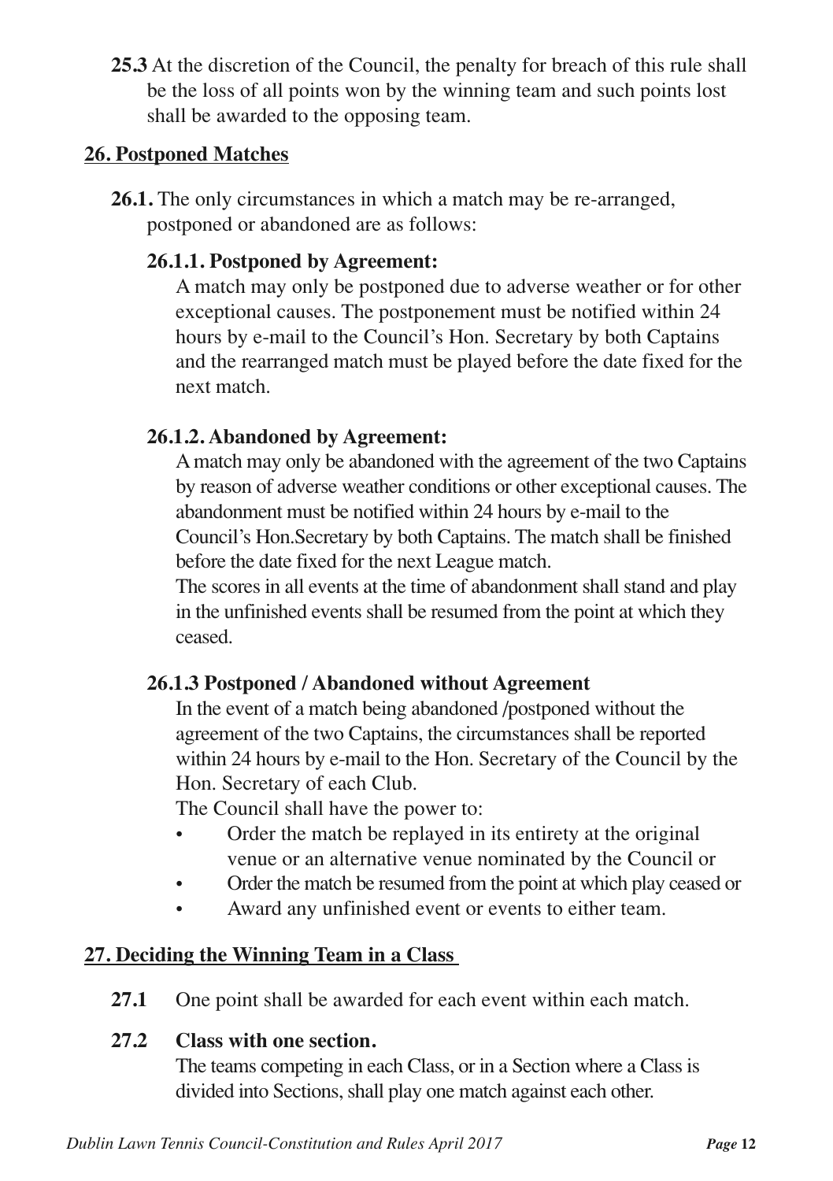**25.3** At the discretion of the Council, the penalty for breach of this rule shall be the loss of all points won by the winning team and such points lost shall be awarded to the opposing team.

## 26. Postponed Matches

**26.1.** The only circumstances in which a match may be re-arranged, postponed or abandoned are as follows:

### 26.1.1. Postponed by Agreement:

A match may only be postponed due to adverse weather or for other exceptional causes. The postponement must be notified within 24 hours by e-mail to the Council's Hon. Secretary by both Captains and the rearranged match must be played before the date fixed for the next match.

### 26.1.2. Abandoned by Agreement:

A match may only be abandoned with the agreement of the two Captains by reason of adverse weather conditions or other exceptional causes. The abandonment must be notified within 24 hours by e-mail to the Council's Hon.Secretary by both Captains. The match shall be finished before the date fixed for the next League match.

The scores in all events at the time of abandonment shall stand and play in the unfinished events shall be resumed from the point at which they ceased.

### 26.1.3 Postponed / Abandoned without Agreement

In the event of a match being abandoned /postponed without the agreement of the two Captains, the circumstances shall be reported within 24 hours by e-mail to the Hon. Secretary of the Council by the Hon. Secretary of each Club.

The Council shall have the power to:

- Order the match be replayed in its entirety at the original venue or an alternative venue nominated by the Council or
- Order the match be resumed from the point at which play ceased or
- Award any unfinished event or events to either team.

## 27. Deciding the Winning Team in a Class

**27.1** One point shall be awarded for each event within each match.

**27.2 Class with one section.**

The teams competing in each Class, or in a Section where a Class is divided into Sections, shall play one match against each other.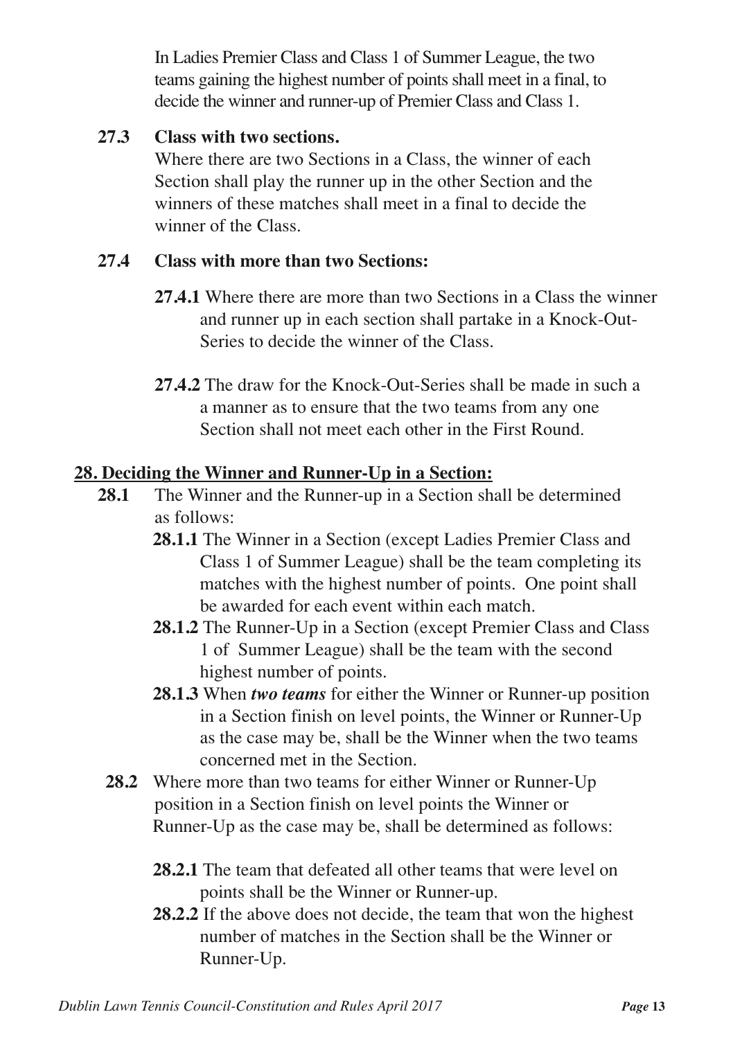In Ladies Premier Class and Class 1 of Summer League, the two teams gaining the highest number of points shall meet in a final, to decide the winner and runner-up of Premier Class and Class 1.

**27.3 Class with two sections.**
Where there are two Sections in a Class, the winner of each Section shall play the runner up in the other Section and the winners of these matches shall meet in a final to decide the winner of the Class.

**27.4 Class with more than two Sections:**

**27.4.1** Where there are more than two Sections in a Class the winner and runner up in each section shall partake in a Knock-Out-Series to decide the winner of the Class.

**27.4.2** The draw for the Knock-Out-Series shall be made in such a a manner as to ensure that the two teams from any one Section shall not meet each other in the First Round.

## 28. Deciding the Winner and Runner-Up in a Section:

**28.1** The Winner and the Runner-up in a Section shall be determined as follows:

**28.1.1** The Winner in a Section (except Ladies Premier Class and Class 1 of Summer League) shall be the team completing its matches with the highest number of points. One point shall be awarded for each event within each match.

**28.1.2** The Runner-Up in a Section (except Premier Class and Class 1 of Summer League) shall be the team with the second highest number of points.

**28.1.3** When ***two teams*** for either the Winner or Runner-up position in a Section finish on level points, the Winner or Runner-Up as the case may be, shall be the Winner when the two teams concerned met in the Section.

**28.2** Where more than two teams for either Winner or Runner-Up position in a Section finish on level points the Winner or Runner-Up as the case may be, shall be determined as follows:

**28.2.1** The team that defeated all other teams that were level on points shall be the Winner or Runner-up.

**28.2.2** If the above does not decide, the team that won the highest number of matches in the Section shall be the Winner or Runner-Up.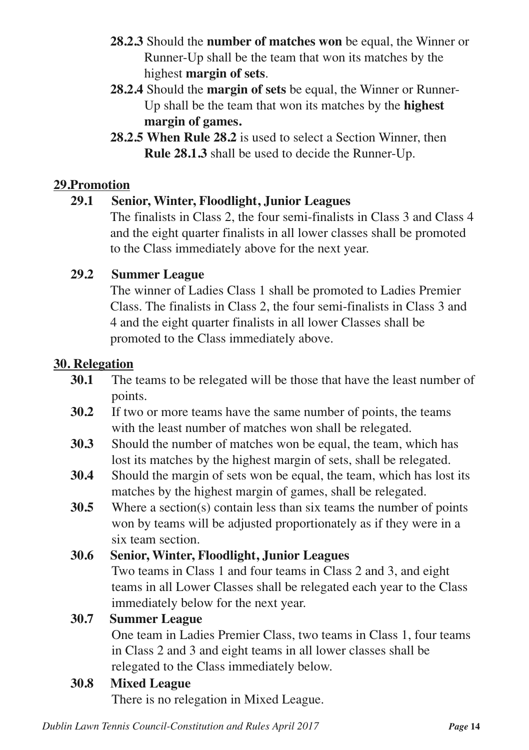**28.2.3** Should the **number of matches won** be equal, the Winner or Runner-Up shall be the team that won its matches by the highest **margin of sets**.

**28.2.4** Should the **margin of sets** be equal, the Winner or Runner-Up shall be the team that won its matches by the **highest margin of games.**

**28.2.5 When Rule 28.2** is used to select a Section Winner, then **Rule 28.1.3** shall be used to decide the Runner-Up.

## 29.Promotion

**29.1 Senior, Winter, Floodlight, Junior Leagues**

The finalists in Class 2, the four semi-finalists in Class 3 and Class 4 and the eight quarter finalists in all lower classes shall be promoted to the Class immediately above for the next year.

**29.2 Summer League**

The winner of Ladies Class 1 shall be promoted to Ladies Premier Class. The finalists in Class 2, the four semi-finalists in Class 3 and 4 and the eight quarter finalists in all lower Classes shall be promoted to the Class immediately above.

## 30. Relegation

**30.1** The teams to be relegated will be those that have the least number of points.

**30.2** If two or more teams have the same number of points, the teams with the least number of matches won shall be relegated.

**30.3** Should the number of matches won be equal, the team, which has lost its matches by the highest margin of sets, shall be relegated.

**30.4** Should the margin of sets won be equal, the team, which has lost its matches by the highest margin of games, shall be relegated.

**30.5** Where a section(s) contain less than six teams the number of points won by teams will be adjusted proportionately as if they were in a six team section.

**30.6 Senior, Winter, Floodlight, Junior Leagues**

Two teams in Class 1 and four teams in Class 2 and 3, and eight teams in all Lower Classes shall be relegated each year to the Class immediately below for the next year.

**30.7 Summer League**

One team in Ladies Premier Class, two teams in Class 1, four teams in Class 2 and 3 and eight teams in all lower classes shall be relegated to the Class immediately below.

**30.8 Mixed League**

There is no relegation in Mixed League.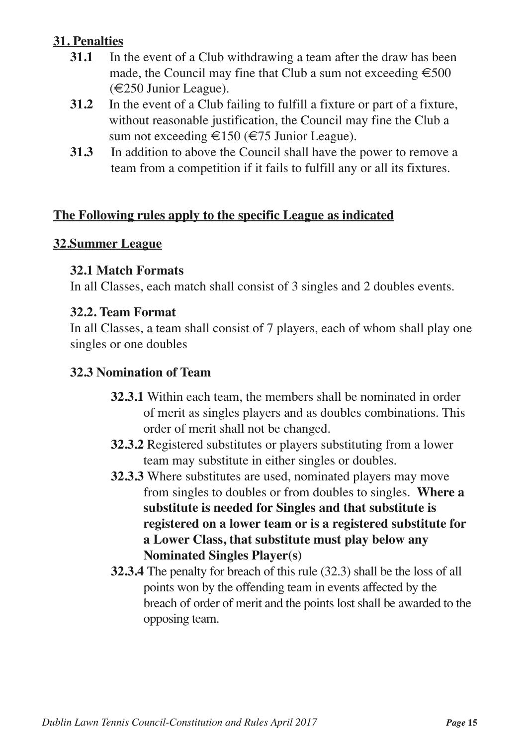## 31. Penalties

- **31.1** In the event of a Club withdrawing a team after the draw has been made, the Council may fine that Club a sum not exceeding €500 (€250 Junior League).
- **31.2** In the event of a Club failing to fulfill a fixture or part of a fixture, without reasonable justification, the Council may fine the Club a sum not exceeding €150 (€75 Junior League).
- **31.3** In addition to above the Council shall have the power to remove a team from a competition if it fails to fulfill any or all its fixtures.

## The Following rules apply to the specific League as indicated

## 32.Summer League

### 32.1 Match Formats

In all Classes, each match shall consist of 3 singles and 2 doubles events.

### 32.2. Team Format

In all Classes, a team shall consist of 7 players, each of whom shall play one singles or one doubles

### 32.3 Nomination of Team

- **32.3.1** Within each team, the members shall be nominated in order of merit as singles players and as doubles combinations. This order of merit shall not be changed.
- **32.3.2** Registered substitutes or players substituting from a lower team may substitute in either singles or doubles.
- **32.3.3** Where substitutes are used, nominated players may move from singles to doubles or from doubles to singles. **Where a substitute is needed for Singles and that substitute is registered on a lower team or is a registered substitute for a Lower Class, that substitute must play below any Nominated Singles Player(s)**
- **32.3.4** The penalty for breach of this rule (32.3) shall be the loss of all points won by the offending team in events affected by the breach of order of merit and the points lost shall be awarded to the opposing team.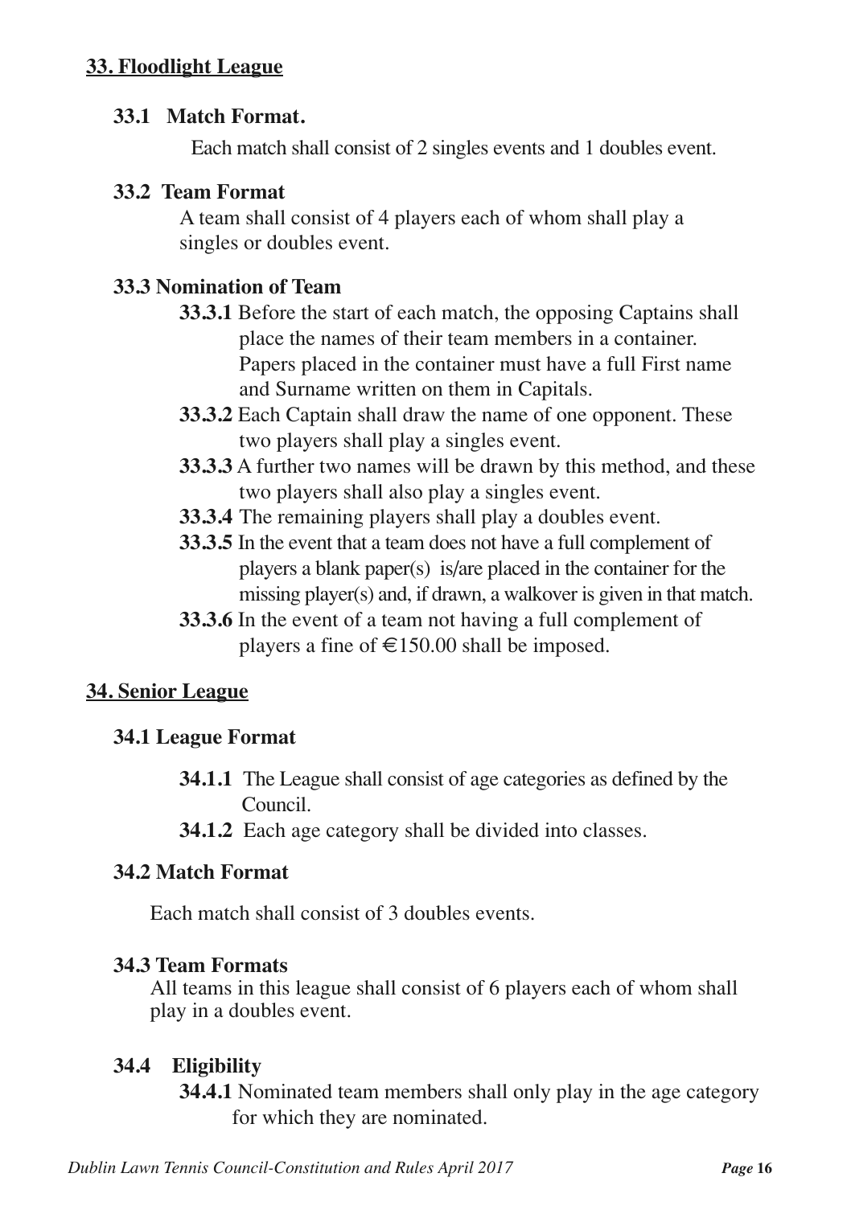## 33. Floodlight League

### 33.1 Match Format.

Each match shall consist of 2 singles events and 1 doubles event.

### 33.2 Team Format

A team shall consist of 4 players each of whom shall play a singles or doubles event.

### 33.3 Nomination of Team

**33.3.1** Before the start of each match, the opposing Captains shall place the names of their team members in a container. Papers placed in the container must have a full First name and Surname written on them in Capitals.

**33.3.2** Each Captain shall draw the name of one opponent. These two players shall play a singles event.

**33.3.3** A further two names will be drawn by this method, and these two players shall also play a singles event.

**33.3.4** The remaining players shall play a doubles event.

**33.3.5** In the event that a team does not have a full complement of players a blank paper(s) is/are placed in the container for the missing player(s) and, if drawn, a walkover is given in that match.

**33.3.6** In the event of a team not having a full complement of players a fine of €150.00 shall be imposed.

## 34. Senior League

### 34.1 League Format

**34.1.1** The League shall consist of age categories as defined by the Council.

**34.1.2** Each age category shall be divided into classes.

### 34.2 Match Format

Each match shall consist of 3 doubles events.

### 34.3 Team Formats

All teams in this league shall consist of 6 players each of whom shall play in a doubles event.

### 34.4 Eligibility

**34.4.1** Nominated team members shall only play in the age category for which they are nominated.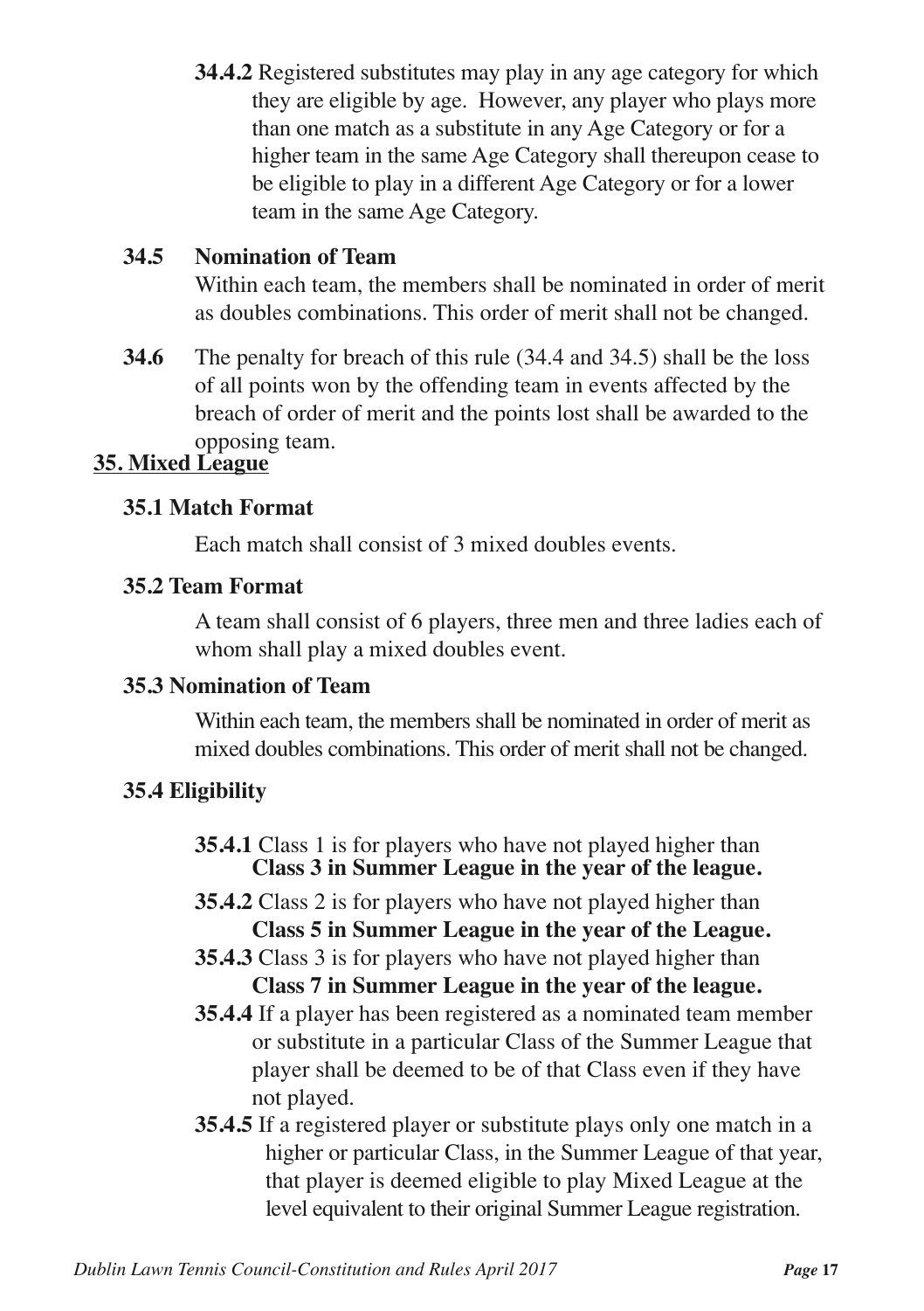**34.4.2** Registered substitutes may play in any age category for which they are eligible by age. However, any player who plays more than one match as a substitute in any Age Category or for a higher team in the same Age Category shall thereupon cease to be eligible to play in a different Age Category or for a lower team in the same Age Category.

**34.5 Nomination of Team**

Within each team, the members shall be nominated in order of merit as doubles combinations. This order of merit shall not be changed.

**34.6** The penalty for breach of this rule (34.4 and 34.5) shall be the loss of all points won by the offending team in events affected by the breach of order of merit and the points lost shall be awarded to the opposing team.

## 35. Mixed League

### 35.1 Match Format

Each match shall consist of 3 mixed doubles events.

### 35.2 Team Format

A team shall consist of 6 players, three men and three ladies each of whom shall play a mixed doubles event.

### 35.3 Nomination of Team

Within each team, the members shall be nominated in order of merit as mixed doubles combinations. This order of merit shall not be changed.

### 35.4 Eligibility

**35.4.1** Class 1 is for players who have not played higher than **Class 3 in Summer League in the year of the league.**

**35.4.2** Class 2 is for players who have not played higher than **Class 5 in Summer League in the year of the League.**

**35.4.3** Class 3 is for players who have not played higher than **Class 7 in Summer League in the year of the league.**

**35.4.4** If a player has been registered as a nominated team member or substitute in a particular Class of the Summer League that player shall be deemed to be of that Class even if they have not played.

**35.4.5** If a registered player or substitute plays only one match in a higher or particular Class, in the Summer League of that year, that player is deemed eligible to play Mixed League at the level equivalent to their original Summer League registration.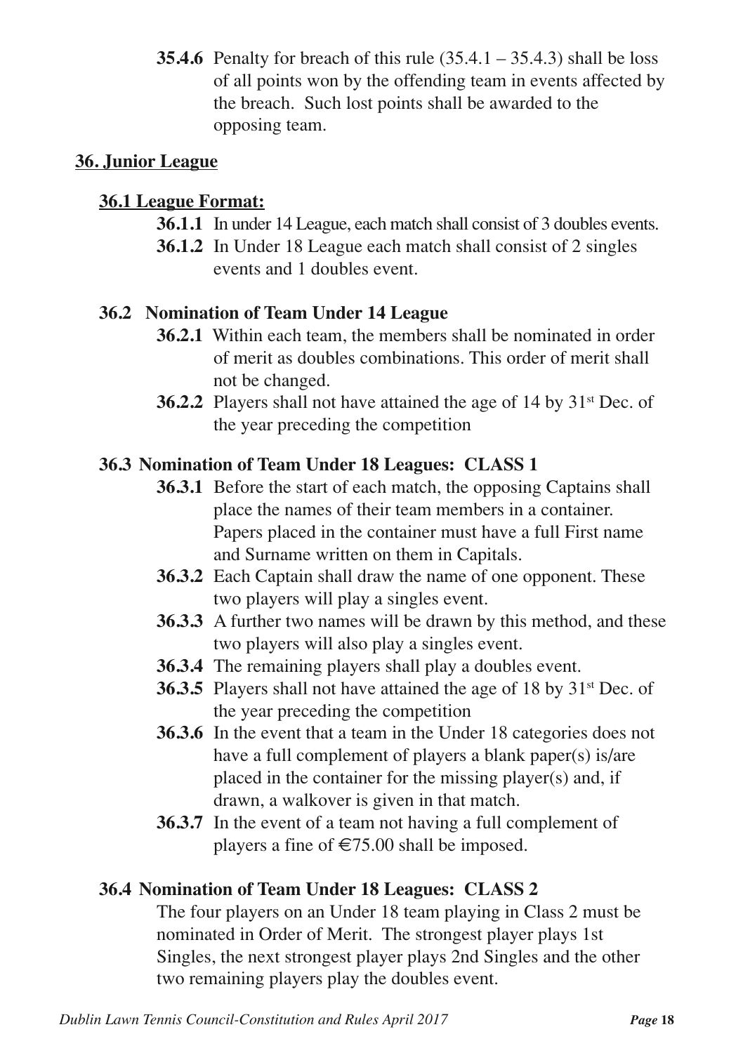**35.4.6** Penalty for breach of this rule (35.4.1 – 35.4.3) shall be loss of all points won by the offending team in events affected by the breach. Such lost points shall be awarded to the opposing team.

## 36. Junior League

### 36.1 League Format:

**36.1.1** In under 14 League, each match shall consist of 3 doubles events.

**36.1.2** In Under 18 League each match shall consist of 2 singles events and 1 doubles event.

### 36.2 Nomination of Team Under 14 League

**36.2.1** Within each team, the members shall be nominated in order of merit as doubles combinations. This order of merit shall not be changed.

**36.2.2** Players shall not have attained the age of 14 by 31st Dec. of the year preceding the competition

### 36.3 Nomination of Team Under 18 Leagues: CLASS 1

**36.3.1** Before the start of each match, the opposing Captains shall place the names of their team members in a container. Papers placed in the container must have a full First name and Surname written on them in Capitals.

**36.3.2** Each Captain shall draw the name of one opponent. These two players will play a singles event.

**36.3.3** A further two names will be drawn by this method, and these two players will also play a singles event.

**36.3.4** The remaining players shall play a doubles event.

**36.3.5** Players shall not have attained the age of 18 by 31st Dec. of the year preceding the competition

**36.3.6** In the event that a team in the Under 18 categories does not have a full complement of players a blank paper(s) is/are placed in the container for the missing player(s) and, if drawn, a walkover is given in that match.

**36.3.7** In the event of a team not having a full complement of players a fine of €75.00 shall be imposed.

### 36.4 Nomination of Team Under 18 Leagues: CLASS 2

The four players on an Under 18 team playing in Class 2 must be nominated in Order of Merit. The strongest player plays 1st Singles, the next strongest player plays 2nd Singles and the other two remaining players play the doubles event.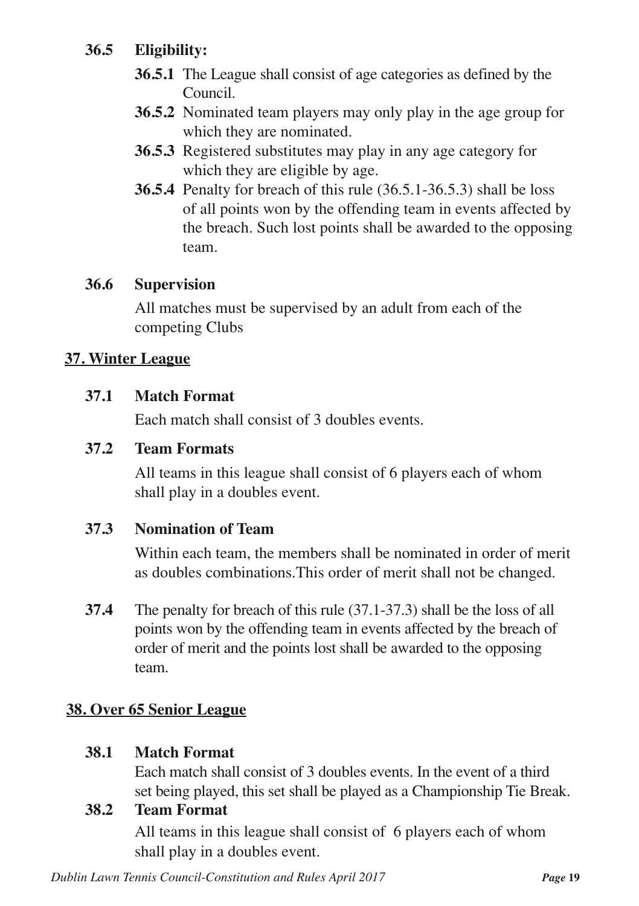**36.5 Eligibility:**

- **36.5.1** The League shall consist of age categories as defined by the Council.
- **36.5.2** Nominated team players may only play in the age group for which they are nominated.
- **36.5.3** Registered substitutes may play in any age category for which they are eligible by age.
- **36.5.4** Penalty for breach of this rule (36.5.1-36.5.3) shall be loss of all points won by the offending team in events affected by the breach. Such lost points shall be awarded to the opposing team.

**36.6 Supervision**

All matches must be supervised by an adult from each of the competing Clubs

## 37. Winter League

**37.1 Match Format**

Each match shall consist of 3 doubles events.

**37.2 Team Formats**

All teams in this league shall consist of 6 players each of whom shall play in a doubles event.

**37.3 Nomination of Team**

Within each team, the members shall be nominated in order of merit as doubles combinations.This order of merit shall not be changed.

**37.4** The penalty for breach of this rule (37.1-37.3) shall be the loss of all points won by the offending team in events affected by the breach of order of merit and the points lost shall be awarded to the opposing team.

## 38. Over 65 Senior League

**38.1 Match Format**

Each match shall consist of 3 doubles events. In the event of a third set being played, this set shall be played as a Championship Tie Break.

**38.2 Team Format**

All teams in this league shall consist of 6 players each of whom shall play in a doubles event.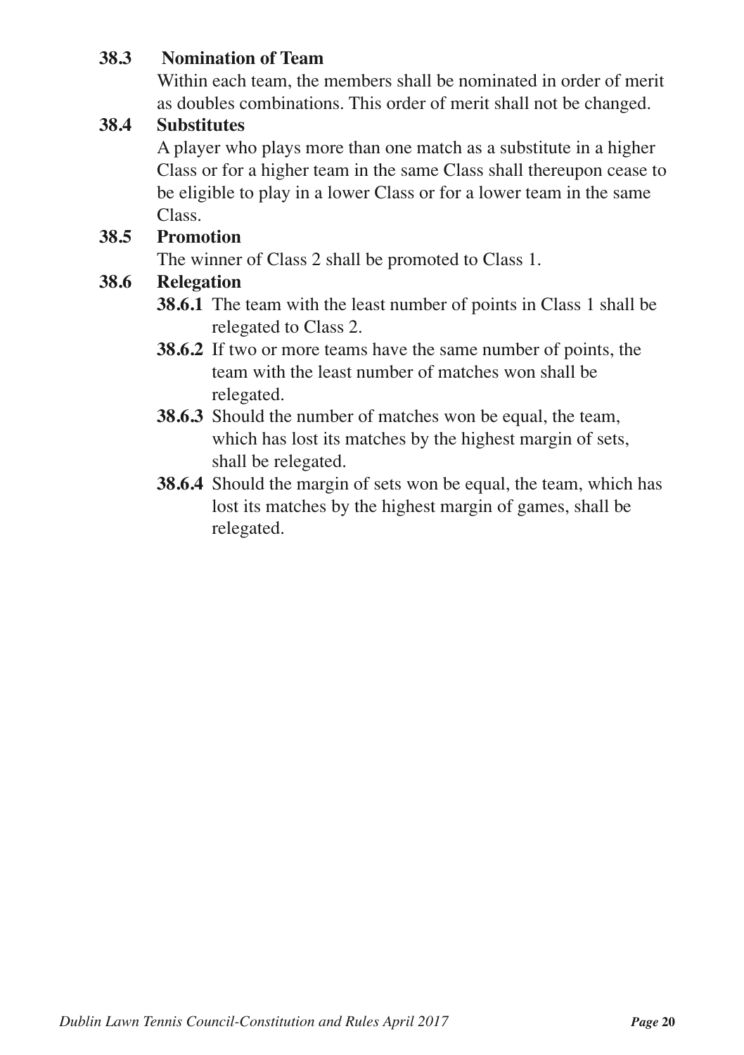**38.3 Nomination of Team**

Within each team, the members shall be nominated in order of merit as doubles combinations. This order of merit shall not be changed.

**38.4 Substitutes**

A player who plays more than one match as a substitute in a higher Class or for a higher team in the same Class shall thereupon cease to be eligible to play in a lower Class or for a lower team in the same Class.

**38.5 Promotion**

The winner of Class 2 shall be promoted to Class 1.

**38.6 Relegation**

**38.6.1** The team with the least number of points in Class 1 shall be relegated to Class 2.

**38.6.2** If two or more teams have the same number of points, the team with the least number of matches won shall be relegated.

**38.6.3** Should the number of matches won be equal, the team, which has lost its matches by the highest margin of sets, shall be relegated.

**38.6.4** Should the margin of sets won be equal, the team, which has lost its matches by the highest margin of games, shall be relegated.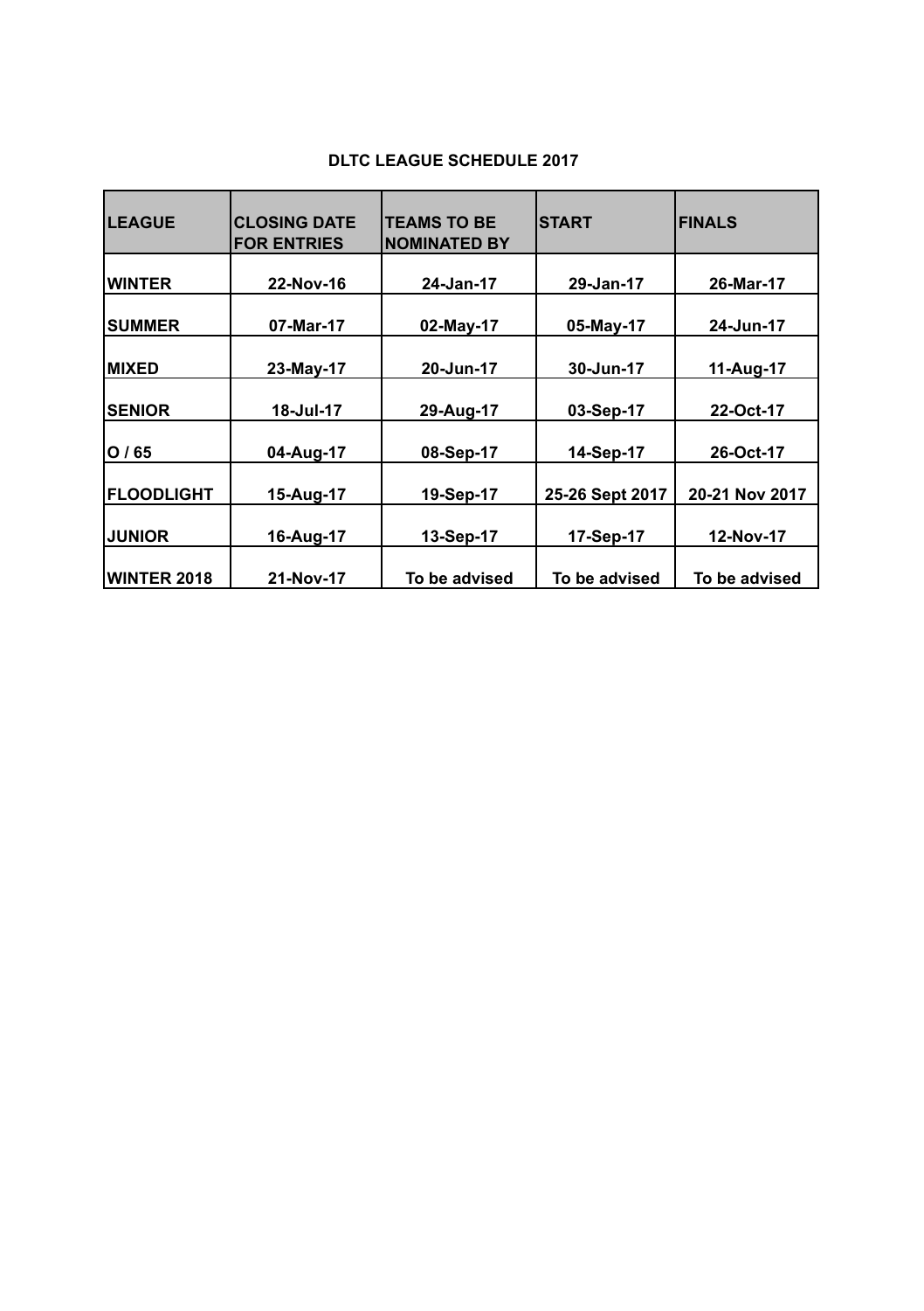**DLTC LEAGUE SCHEDULE 2017**

| LEAGUE | CLOSING DATE FOR ENTRIES | TEAMS TO BE NOMINATED BY | START | FINALS |
|---|---|---|---|---|
| WINTER | 22-Nov-16 | 24-Jan-17 | 29-Jan-17 | 26-Mar-17 |
| SUMMER | 07-Mar-17 | 02-May-17 | 05-May-17 | 24-Jun-17 |
| MIXED | 23-May-17 | 20-Jun-17 | 30-Jun-17 | 11-Aug-17 |
| SENIOR | 18-Jul-17 | 29-Aug-17 | 03-Sep-17 | 22-Oct-17 |
| O / 65 | 04-Aug-17 | 08-Sep-17 | 14-Sep-17 | 26-Oct-17 |
| FLOODLIGHT | 15-Aug-17 | 19-Sep-17 | 25-26 Sept 2017 | 20-21 Nov 2017 |
| JUNIOR | 16-Aug-17 | 13-Sep-17 | 17-Sep-17 | 12-Nov-17 |
| WINTER 2018 | 21-Nov-17 | To be advised | To be advised | To be advised |